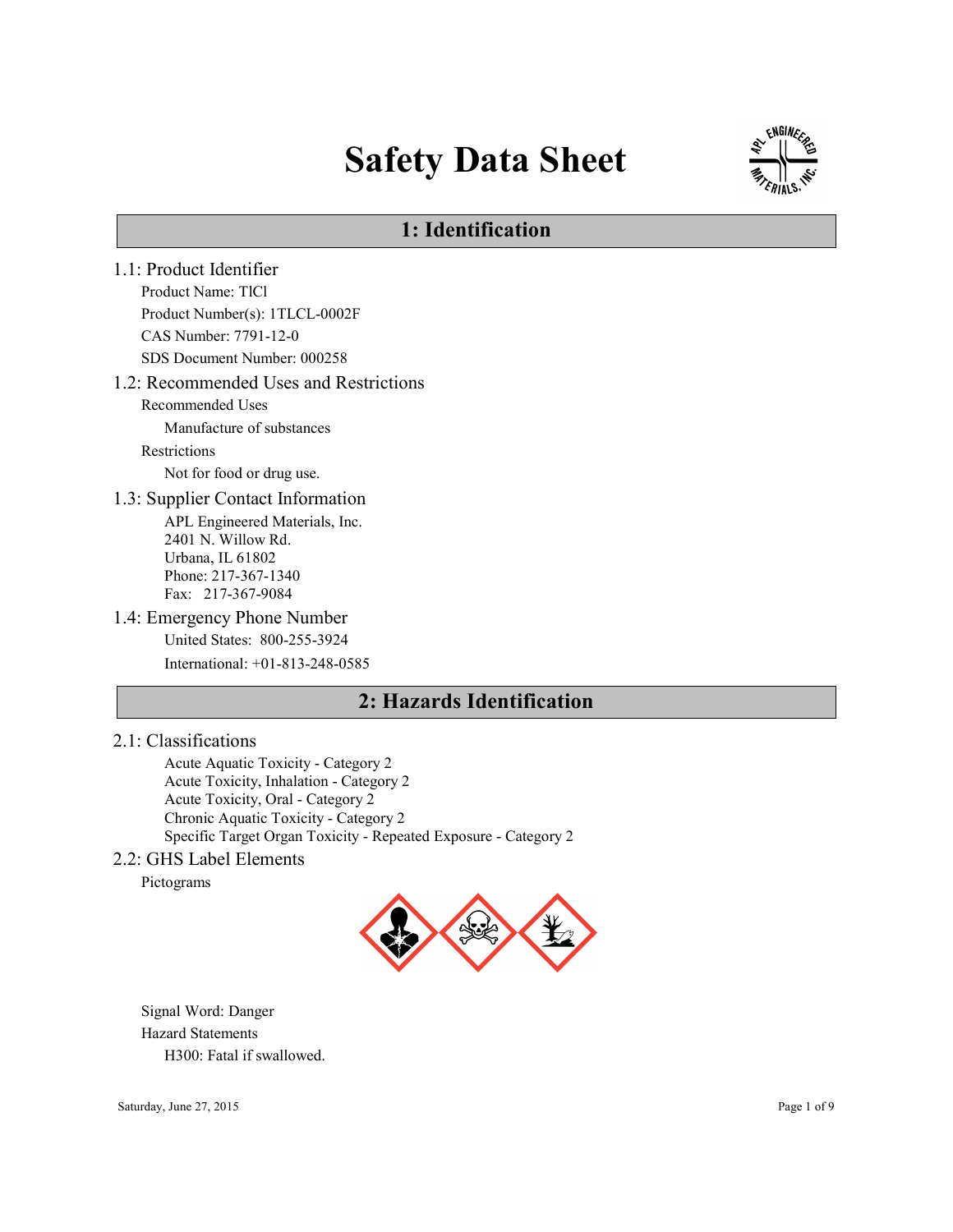# Safety Data Sheet

## 1: Identification

### 1.1: Product Identifier

Product Name: TlCl

Product Number(s): 1TLCL-0002F

CAS Number: 7791-12-0

SDS Document Number: 000258

### 1.2: Recommended Uses and Restrictions

Recommended Uses

Manufacture of substances

Restrictions

Not for food or drug use.

### 1.3: Supplier Contact Information

APL Engineered Materials, Inc.
2401 N. Willow Rd.
Urbana, IL 61802
Phone: 217-367-1340
Fax: 217-367-9084

### 1.4: Emergency Phone Number

United States: 800-255-3924

International: +01-813-248-0585

## 2: Hazards Identification

### 2.1: Classifications

Acute Aquatic Toxicity - Category 2
Acute Toxicity, Inhalation - Category 2
Acute Toxicity, Oral - Category 2
Chronic Aquatic Toxicity - Category 2
Specific Target Organ Toxicity - Repeated Exposure - Category 2

### 2.2: GHS Label Elements

Pictograms

Signal Word: Danger

Hazard Statements

H300: Fatal if swallowed.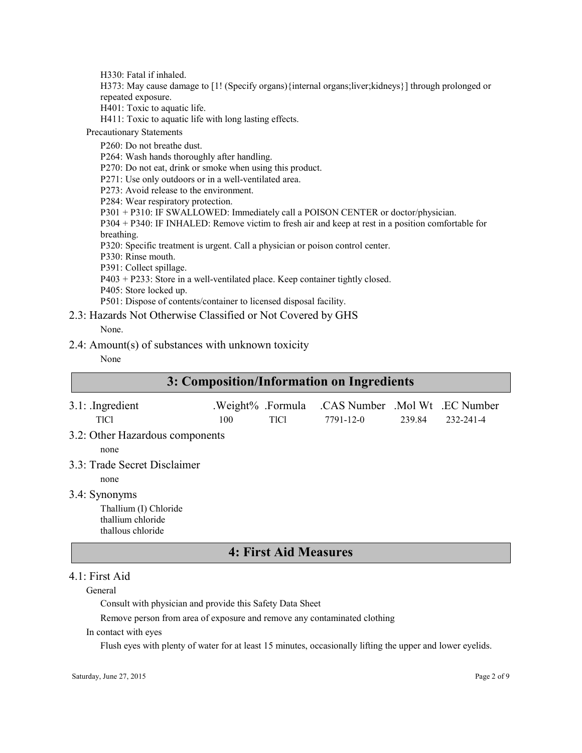H330: Fatal if inhaled.

H373: May cause damage to [1! (Specify organs){internal organs;liver;kidneys}] through prolonged or repeated exposure.

H401: Toxic to aquatic life.

H411: Toxic to aquatic life with long lasting effects.

Precautionary Statements

P260: Do not breathe dust.

P264: Wash hands thoroughly after handling.

P270: Do not eat, drink or smoke when using this product.

P271: Use only outdoors or in a well-ventilated area.

P273: Avoid release to the environment.

P284: Wear respiratory protection.

P301 + P310: IF SWALLOWED: Immediately call a POISON CENTER or doctor/physician.

P304 + P340: IF INHALED: Remove victim to fresh air and keep at rest in a position comfortable for breathing.

P320: Specific treatment is urgent. Call a physician or poison control center.

P330: Rinse mouth.

P391: Collect spillage.

P403 + P233: Store in a well-ventilated place. Keep container tightly closed.

P405: Store locked up.

P501: Dispose of contents/container to licensed disposal facility.

### 2.3: Hazards Not Otherwise Classified or Not Covered by GHS

None.

### 2.4: Amount(s) of substances with unknown toxicity

None

## 3: Composition/Information on Ingredients

### 3.1: .Ingredient

| .Ingredient | .Weight% | .Formula | .CAS Number | .Mol Wt | .EC Number |
|---|---|---|---|---|---|
| TlCl | 100 | TlCl | 7791-12-0 | 239.84 | 232-241-4 |

### 3.2: Other Hazardous components

none

### 3.3: Trade Secret Disclaimer

none

### 3.4: Synonyms

Thallium (I) Chloride
thallium chloride
thallous chloride

## 4: First Aid Measures

### 4.1: First Aid

General

Consult with physician and provide this Safety Data Sheet

Remove person from area of exposure and remove any contaminated clothing

In contact with eyes

Flush eyes with plenty of water for at least 15 minutes, occasionally lifting the upper and lower eyelids.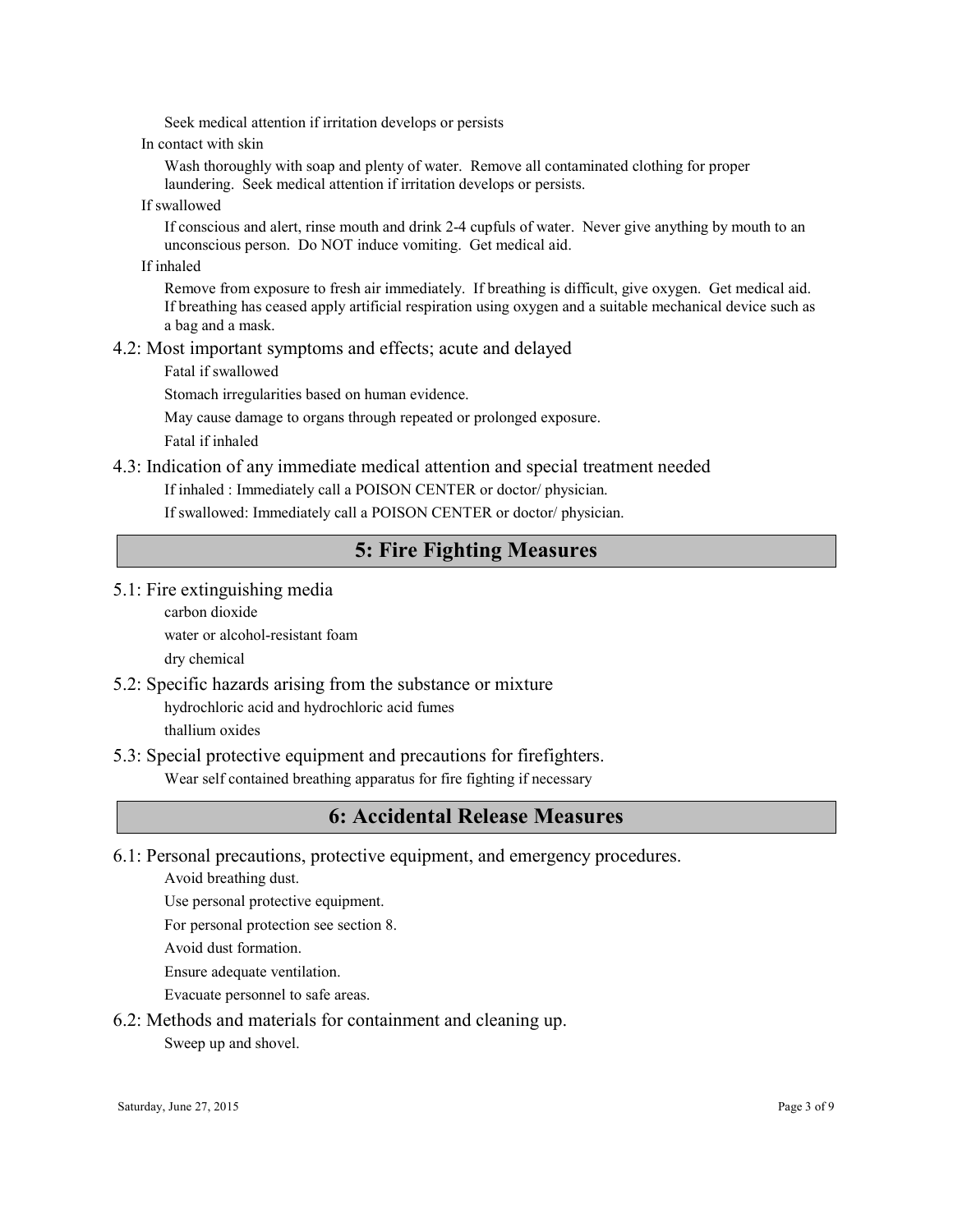Seek medical attention if irritation develops or persists

In contact with skin

Wash thoroughly with soap and plenty of water. Remove all contaminated clothing for proper laundering. Seek medical attention if irritation develops or persists.

If swallowed

If conscious and alert, rinse mouth and drink 2-4 cupfuls of water. Never give anything by mouth to an unconscious person. Do NOT induce vomiting. Get medical aid.

If inhaled

Remove from exposure to fresh air immediately. If breathing is difficult, give oxygen. Get medical aid. If breathing has ceased apply artificial respiration using oxygen and a suitable mechanical device such as a bag and a mask.

### 4.2: Most important symptoms and effects; acute and delayed

Fatal if swallowed

Stomach irregularities based on human evidence.

May cause damage to organs through repeated or prolonged exposure.

Fatal if inhaled

### 4.3: Indication of any immediate medical attention and special treatment needed

If inhaled : Immediately call a POISON CENTER or doctor/ physician.

If swallowed: Immediately call a POISON CENTER or doctor/ physician.

## 5: Fire Fighting Measures

### 5.1: Fire extinguishing media

carbon dioxide

water or alcohol-resistant foam

dry chemical

### 5.2: Specific hazards arising from the substance or mixture

hydrochloric acid and hydrochloric acid fumes

thallium oxides

### 5.3: Special protective equipment and precautions for firefighters.

Wear self contained breathing apparatus for fire fighting if necessary

## 6: Accidental Release Measures

### 6.1: Personal precautions, protective equipment, and emergency procedures.

Avoid breathing dust.

Use personal protective equipment.

For personal protection see section 8.

Avoid dust formation.

Ensure adequate ventilation.

Evacuate personnel to safe areas.

### 6.2: Methods and materials for containment and cleaning up.

Sweep up and shovel.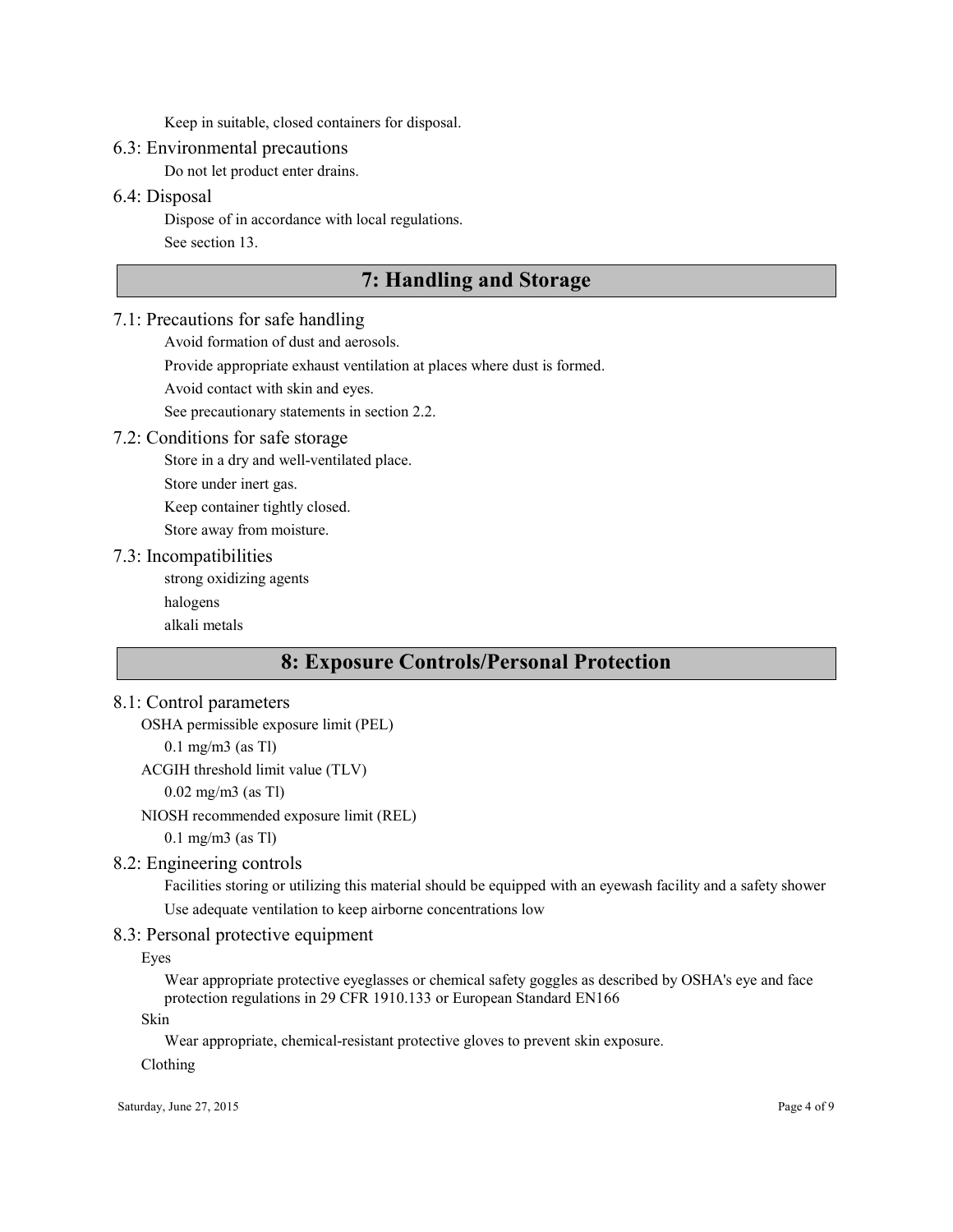Keep in suitable, closed containers for disposal.

### 6.3: Environmental precautions

Do not let product enter drains.

### 6.4: Disposal

Dispose of in accordance with local regulations.

See section 13.

## 7: Handling and Storage

### 7.1: Precautions for safe handling

Avoid formation of dust and aerosols.

Provide appropriate exhaust ventilation at places where dust is formed.

Avoid contact with skin and eyes.

See precautionary statements in section 2.2.

### 7.2: Conditions for safe storage

Store in a dry and well-ventilated place.

Store under inert gas.

Keep container tightly closed.

Store away from moisture.

### 7.3: Incompatibilities

strong oxidizing agents

halogens

alkali metals

## 8: Exposure Controls/Personal Protection

### 8.1: Control parameters

OSHA permissible exposure limit (PEL)

0.1 mg/m3 (as Tl)

ACGIH threshold limit value (TLV)

0.02 mg/m3 (as Tl)

NIOSH recommended exposure limit (REL)

0.1 mg/m3 (as Tl)

### 8.2: Engineering controls

Facilities storing or utilizing this material should be equipped with an eyewash facility and a safety shower

Use adequate ventilation to keep airborne concentrations low

### 8.3: Personal protective equipment

Eyes

Wear appropriate protective eyeglasses or chemical safety goggles as described by OSHA's eye and face protection regulations in 29 CFR 1910.133 or European Standard EN166

Skin

Wear appropriate, chemical-resistant protective gloves to prevent skin exposure.

Clothing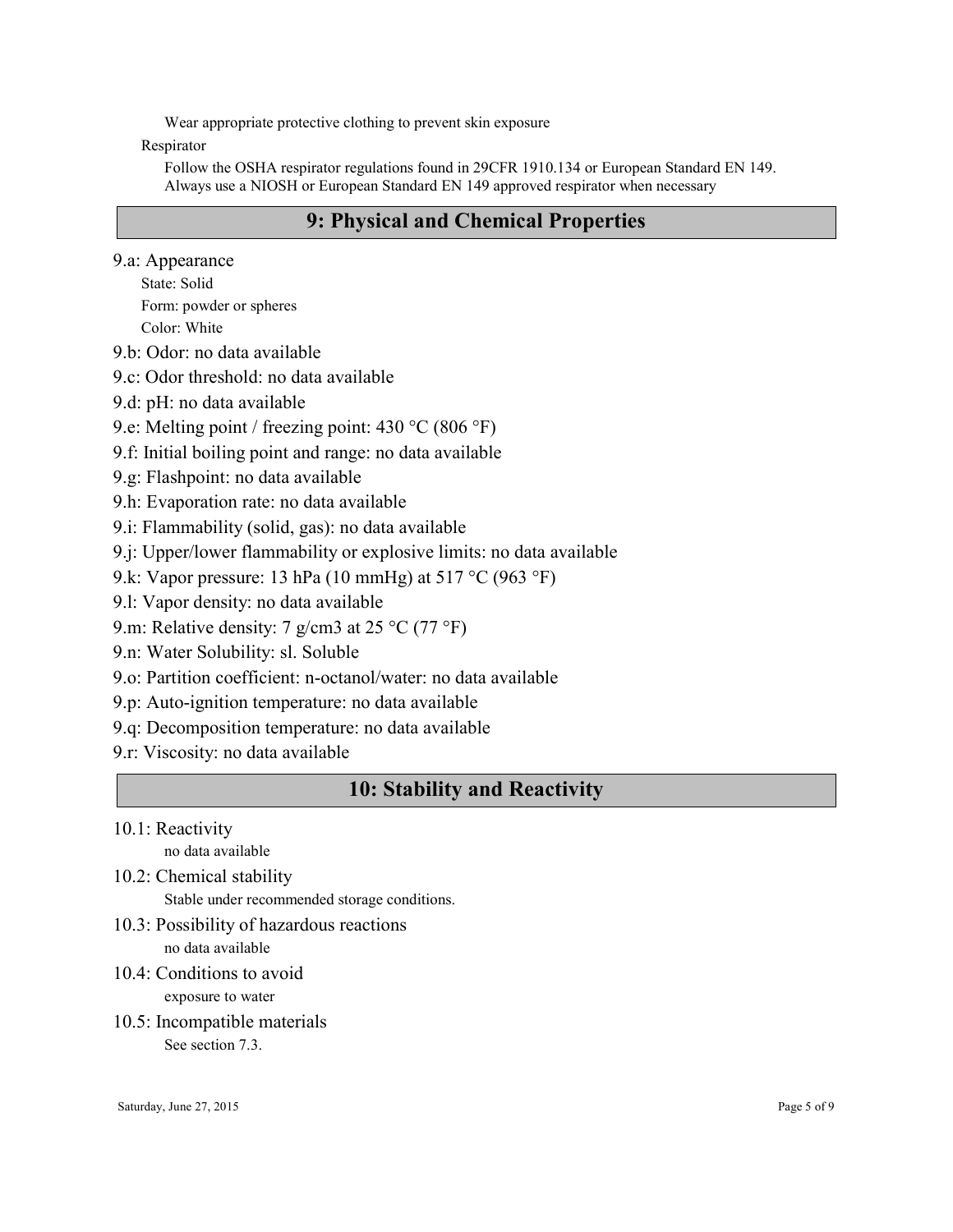Wear appropriate protective clothing to prevent skin exposure

Respirator

Follow the OSHA respirator regulations found in 29CFR 1910.134 or European Standard EN 149. Always use a NIOSH or European Standard EN 149 approved respirator when necessary

## 9: Physical and Chemical Properties

9.a: Appearance

State: Solid

Form: powder or spheres

Color: White

9.b: Odor: no data available

9.c: Odor threshold: no data available

9.d: pH: no data available

9.e: Melting point / freezing point: 430 °C (806 °F)

9.f: Initial boiling point and range: no data available

9.g: Flashpoint: no data available

9.h: Evaporation rate: no data available

9.i: Flammability (solid, gas): no data available

9.j: Upper/lower flammability or explosive limits: no data available

9.k: Vapor pressure: 13 hPa (10 mmHg) at 517 °C (963 °F)

9.l: Vapor density: no data available

9.m: Relative density: 7 g/cm3 at 25 °C (77 °F)

9.n: Water Solubility: sl. Soluble

9.o: Partition coefficient: n-octanol/water: no data available

9.p: Auto-ignition temperature: no data available

9.q: Decomposition temperature: no data available

9.r: Viscosity: no data available

## 10: Stability and Reactivity

10.1: Reactivity

no data available

10.2: Chemical stability

Stable under recommended storage conditions.

10.3: Possibility of hazardous reactions

no data available

10.4: Conditions to avoid

exposure to water

10.5: Incompatible materials

See section 7.3.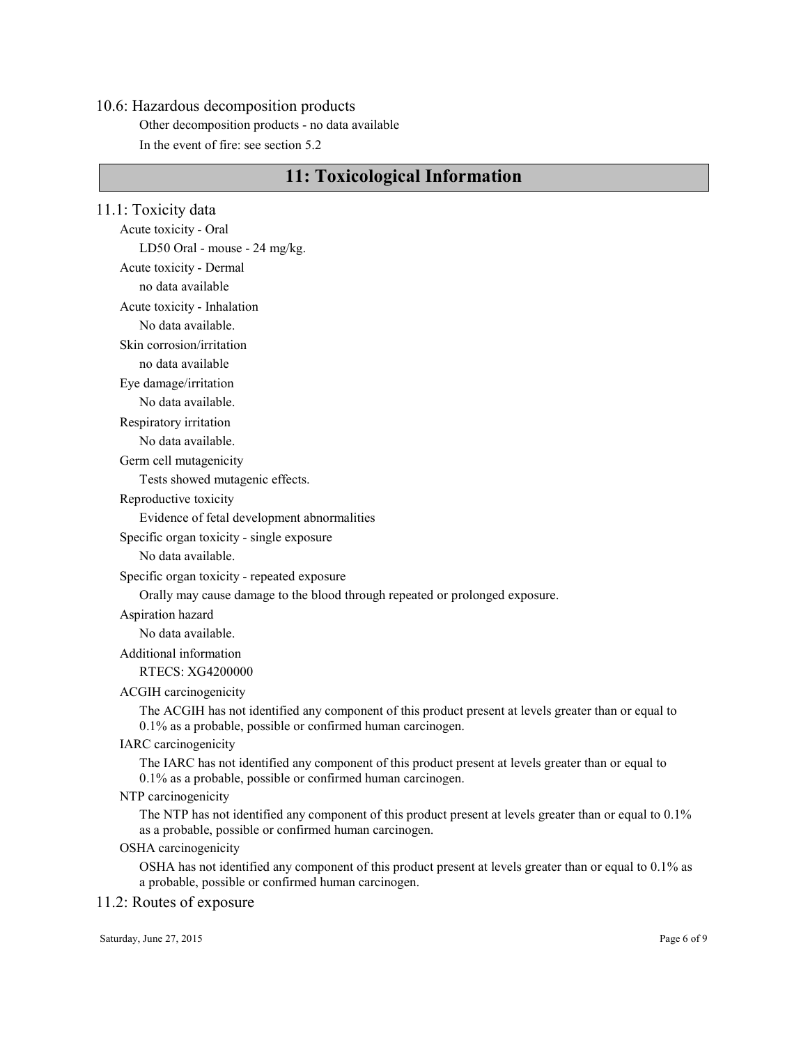### 10.6: Hazardous decomposition products

Other decomposition products - no data available

In the event of fire: see section 5.2

## 11: Toxicological Information

### 11.1: Toxicity data

Acute toxicity - Oral

LD50 Oral - mouse - 24 mg/kg.

Acute toxicity - Dermal

no data available

Acute toxicity - Inhalation

No data available.

Skin corrosion/irritation

no data available

Eye damage/irritation

No data available.

Respiratory irritation

No data available.

Germ cell mutagenicity

Tests showed mutagenic effects.

Reproductive toxicity

Evidence of fetal development abnormalities

Specific organ toxicity - single exposure

No data available.

Specific organ toxicity - repeated exposure

Orally may cause damage to the blood through repeated or prolonged exposure.

Aspiration hazard

No data available.

Additional information

RTECS: XG4200000

ACGIH carcinogenicity

The ACGIH has not identified any component of this product present at levels greater than or equal to 0.1% as a probable, possible or confirmed human carcinogen.

IARC carcinogenicity

The IARC has not identified any component of this product present at levels greater than or equal to 0.1% as a probable, possible or confirmed human carcinogen.

NTP carcinogenicity

The NTP has not identified any component of this product present at levels greater than or equal to 0.1% as a probable, possible or confirmed human carcinogen.

OSHA carcinogenicity

OSHA has not identified any component of this product present at levels greater than or equal to 0.1% as a probable, possible or confirmed human carcinogen.

### 11.2: Routes of exposure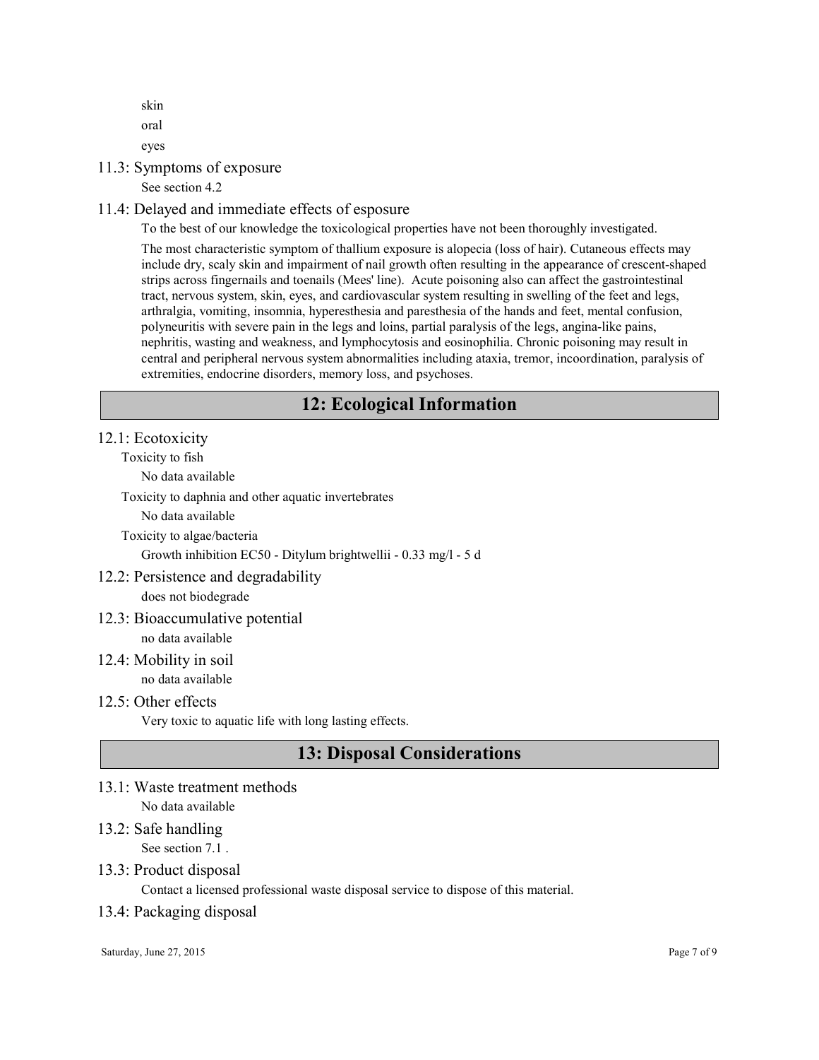skin

oral

eyes

### 11.3: Symptoms of exposure

See section 4.2

### 11.4: Delayed and immediate effects of esposure

To the best of our knowledge the toxicological properties have not been thoroughly investigated.

The most characteristic symptom of thallium exposure is alopecia (loss of hair). Cutaneous effects may include dry, scaly skin and impairment of nail growth often resulting in the appearance of crescent-shaped strips across fingernails and toenails (Mees' line). Acute poisoning also can affect the gastrointestinal tract, nervous system, skin, eyes, and cardiovascular system resulting in swelling of the feet and legs, arthralgia, vomiting, insomnia, hyperesthesia and paresthesia of the hands and feet, mental confusion, polyneuritis with severe pain in the legs and loins, partial paralysis of the legs, angina-like pains, nephritis, wasting and weakness, and lymphocytosis and eosinophilia. Chronic poisoning may result in central and peripheral nervous system abnormalities including ataxia, tremor, incoordination, paralysis of extremities, endocrine disorders, memory loss, and psychoses.

## 12: Ecological Information

### 12.1: Ecotoxicity

Toxicity to fish

No data available

Toxicity to daphnia and other aquatic invertebrates

No data available

Toxicity to algae/bacteria

Growth inhibition EC50 - Ditylum brightwellii - 0.33 mg/l - 5 d

### 12.2: Persistence and degradability

does not biodegrade

### 12.3: Bioaccumulative potential

no data available

### 12.4: Mobility in soil

no data available

### 12.5: Other effects

Very toxic to aquatic life with long lasting effects.

## 13: Disposal Considerations

### 13.1: Waste treatment methods

No data available

### 13.2: Safe handling

See section 7.1 .

### 13.3: Product disposal

Contact a licensed professional waste disposal service to dispose of this material.

### 13.4: Packaging disposal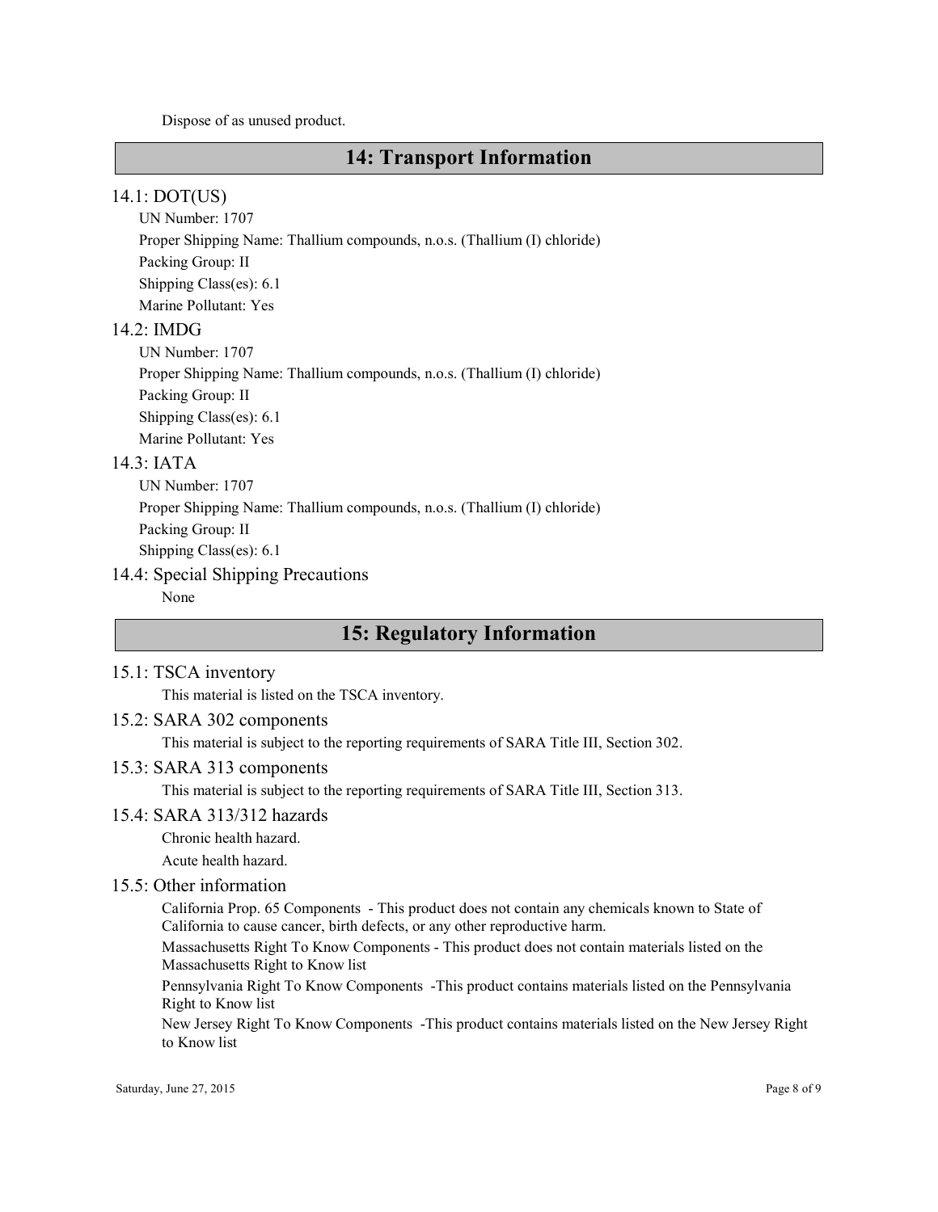Dispose of as unused product.

## 14: Transport Information

### 14.1: DOT(US)

UN Number: 1707

Proper Shipping Name: Thallium compounds, n.o.s. (Thallium (I) chloride)

Packing Group: II

Shipping Class(es): 6.1

Marine Pollutant: Yes

### 14.2: IMDG

UN Number: 1707

Proper Shipping Name: Thallium compounds, n.o.s. (Thallium (I) chloride)

Packing Group: II

Shipping Class(es): 6.1

Marine Pollutant: Yes

### 14.3: IATA

UN Number: 1707

Proper Shipping Name: Thallium compounds, n.o.s. (Thallium (I) chloride)

Packing Group: II

Shipping Class(es): 6.1

### 14.4: Special Shipping Precautions

None

## 15: Regulatory Information

### 15.1: TSCA inventory

This material is listed on the TSCA inventory.

### 15.2: SARA 302 components

This material is subject to the reporting requirements of SARA Title III, Section 302.

### 15.3: SARA 313 components

This material is subject to the reporting requirements of SARA Title III, Section 313.

### 15.4: SARA 313/312 hazards

Chronic health hazard.

Acute health hazard.

### 15.5: Other information

California Prop. 65 Components - This product does not contain any chemicals known to State of California to cause cancer, birth defects, or any other reproductive harm.

Massachusetts Right To Know Components - This product does not contain materials listed on the Massachusetts Right to Know list

Pennsylvania Right To Know Components -This product contains materials listed on the Pennsylvania Right to Know list

New Jersey Right To Know Components -This product contains materials listed on the New Jersey Right to Know list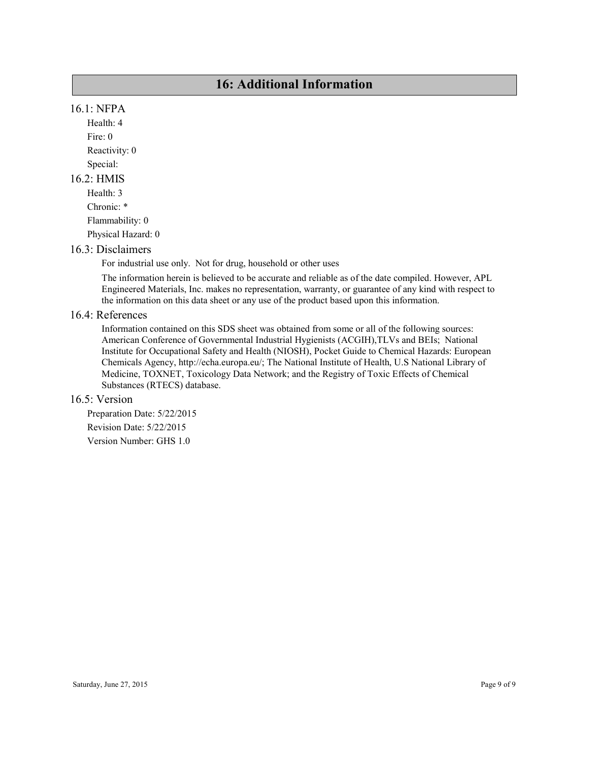## 16: Additional Information

### 16.1: NFPA

Health: 4

Fire: 0

Reactivity: 0

Special:

### 16.2: HMIS

Health: 3

Chronic: *

Flammability: 0

Physical Hazard: 0

### 16.3: Disclaimers

For industrial use only. Not for drug, household or other uses

The information herein is believed to be accurate and reliable as of the date compiled. However, APL Engineered Materials, Inc. makes no representation, warranty, or guarantee of any kind with respect to the information on this data sheet or any use of the product based upon this information.

### 16.4: References

Information contained on this SDS sheet was obtained from some or all of the following sources: American Conference of Governmental Industrial Hygienists (ACGIH),TLVs and BEIs; National Institute for Occupational Safety and Health (NIOSH), Pocket Guide to Chemical Hazards: European Chemicals Agency, http://echa.europa.eu/; The National Institute of Health, U.S National Library of Medicine, TOXNET, Toxicology Data Network; and the Registry of Toxic Effects of Chemical Substances (RTECS) database.

### 16.5: Version

Preparation Date: 5/22/2015

Revision Date: 5/22/2015

Version Number: GHS 1.0